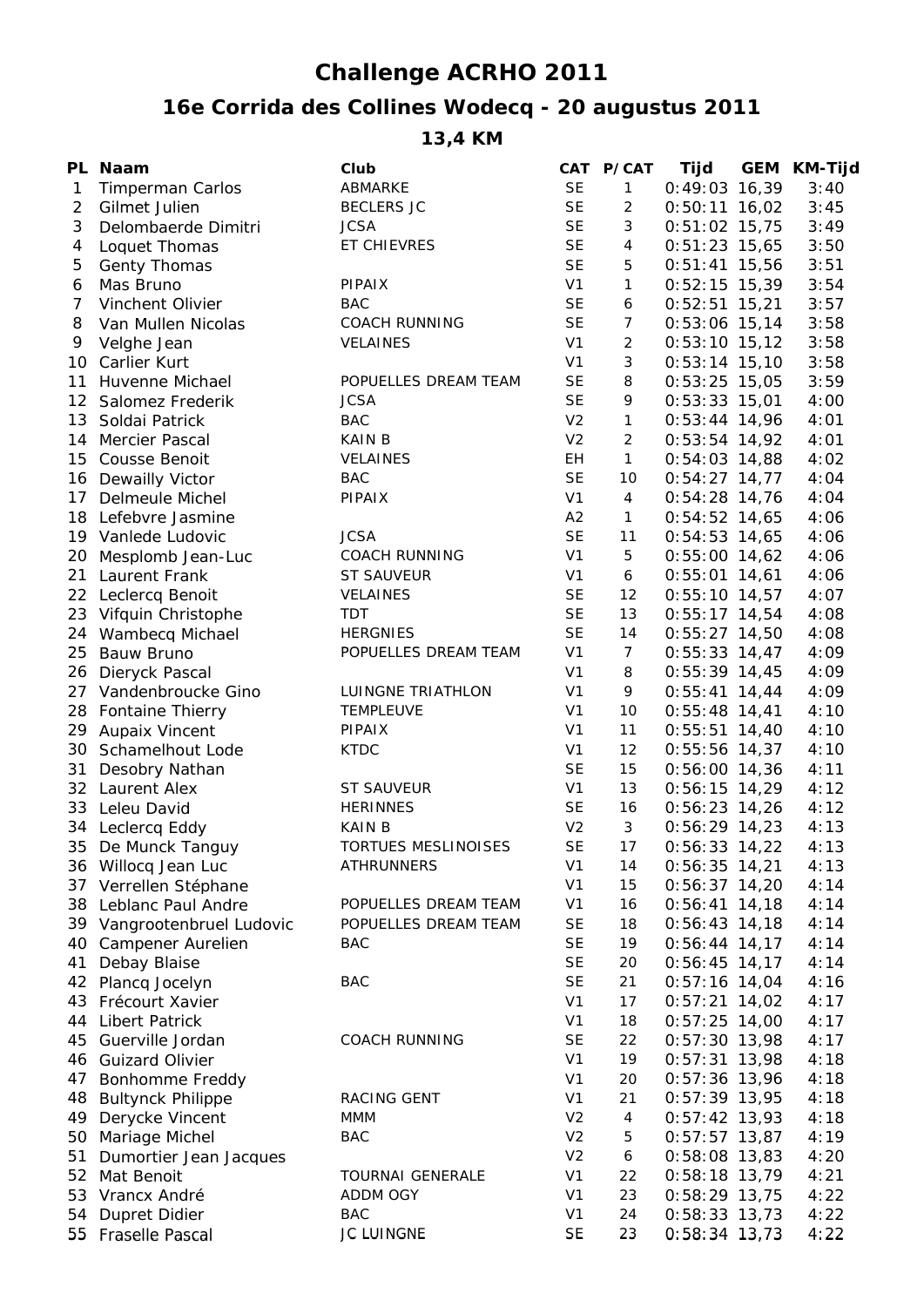# Challenge ACRHO 2011

## 16e Corrida des Collines Wodecq - 20 augustus 2011

### 13,4 KM

| PL | Naam | Club | CAT | P/CAT | Tijd | GEM | KM-Tijd |
|---|---|---|---|---|---|---|---|
| 1 | Timperman Carlos | ABMARKE | SE | 1 | 0:49:03 | 16,39 | 3:40 |
| 2 | Gilmet Julien | BECLERS JC | SE | 2 | 0:50:11 | 16,02 | 3:45 |
| 3 | Delombaerde Dimitri | JCSA | SE | 3 | 0:51:02 | 15,75 | 3:49 |
| 4 | Loquet Thomas | ET CHIEVRES | SE | 4 | 0:51:23 | 15,65 | 3:50 |
| 5 | Genty Thomas | | SE | 5 | 0:51:41 | 15,56 | 3:51 |
| 6 | Mas Bruno | PIPAIX | V1 | 1 | 0:52:15 | 15,39 | 3:54 |
| 7 | Vinchent Olivier | BAC | SE | 6 | 0:52:51 | 15,21 | 3:57 |
| 8 | Van Mullen Nicolas | COACH RUNNING | SE | 7 | 0:53:06 | 15,14 | 3:58 |
| 9 | Velghe Jean | VELAINES | V1 | 2 | 0:53:10 | 15,12 | 3:58 |
| 10 | Carlier Kurt | | V1 | 3 | 0:53:14 | 15,10 | 3:58 |
| 11 | Huvenne Michael | POPUELLES DREAM TEAM | SE | 8 | 0:53:25 | 15,05 | 3:59 |
| 12 | Salomez Frederik | JCSA | SE | 9 | 0:53:33 | 15,01 | 4:00 |
| 13 | Soldai Patrick | BAC | V2 | 1 | 0:53:44 | 14,96 | 4:01 |
| 14 | Mercier Pascal | KAIN B | V2 | 2 | 0:53:54 | 14,92 | 4:01 |
| 15 | Cousse Benoit | VELAINES | EH | 1 | 0:54:03 | 14,88 | 4:02 |
| 16 | Dewailly Victor | BAC | SE | 10 | 0:54:27 | 14,77 | 4:04 |
| 17 | Delmeule Michel | PIPAIX | V1 | 4 | 0:54:28 | 14,76 | 4:04 |
| 18 | Lefebvre Jasmine | | A2 | 1 | 0:54:52 | 14,65 | 4:06 |
| 19 | Vanlede Ludovic | JCSA | SE | 11 | 0:54:53 | 14,65 | 4:06 |
| 20 | Mesplomb Jean-Luc | COACH RUNNING | V1 | 5 | 0:55:00 | 14,62 | 4:06 |
| 21 | Laurent Frank | ST SAUVEUR | V1 | 6 | 0:55:01 | 14,61 | 4:06 |
| 22 | Leclercq Benoit | VELAINES | SE | 12 | 0:55:10 | 14,57 | 4:07 |
| 23 | Vifquin Christophe | TDT | SE | 13 | 0:55:17 | 14,54 | 4:08 |
| 24 | Wambecq Michael | HERGNIES | SE | 14 | 0:55:27 | 14,50 | 4:08 |
| 25 | Bauw Bruno | POPUELLES DREAM TEAM | V1 | 7 | 0:55:33 | 14,47 | 4:09 |
| 26 | Dieryck Pascal | | V1 | 8 | 0:55:39 | 14,45 | 4:09 |
| 27 | Vandenbroucke Gino | LUINGNE TRIATHLON | V1 | 9 | 0:55:41 | 14,44 | 4:09 |
| 28 | Fontaine Thierry | TEMPLEUVE | V1 | 10 | 0:55:48 | 14,41 | 4:10 |
| 29 | Aupaix Vincent | PIPAIX | V1 | 11 | 0:55:51 | 14,40 | 4:10 |
| 30 | Schamelhout Lode | KTDC | V1 | 12 | 0:55:56 | 14,37 | 4:10 |
| 31 | Desobry Nathan | | SE | 15 | 0:56:00 | 14,36 | 4:11 |
| 32 | Laurent Alex | ST SAUVEUR | V1 | 13 | 0:56:15 | 14,29 | 4:12 |
| 33 | Leleu David | HERINNES | SE | 16 | 0:56:23 | 14,26 | 4:12 |
| 34 | Leclercq Eddy | KAIN B | V2 | 3 | 0:56:29 | 14,23 | 4:13 |
| 35 | De Munck Tanguy | TORTUES MESLINOISES | SE | 17 | 0:56:33 | 14,22 | 4:13 |
| 36 | Willocq Jean Luc | ATHRUNNERS | V1 | 14 | 0:56:35 | 14,21 | 4:13 |
| 37 | Verrellen Stéphane | | V1 | 15 | 0:56:37 | 14,20 | 4:14 |
| 38 | Leblanc Paul Andre | POPUELLES DREAM TEAM | V1 | 16 | 0:56:41 | 14,18 | 4:14 |
| 39 | Vangrootenbruel Ludovic | POPUELLES DREAM TEAM | SE | 18 | 0:56:43 | 14,18 | 4:14 |
| 40 | Campener Aurelien | BAC | SE | 19 | 0:56:44 | 14,17 | 4:14 |
| 41 | Debay Blaise | | SE | 20 | 0:56:45 | 14,17 | 4:14 |
| 42 | Plancq Jocelyn | BAC | SE | 21 | 0:57:16 | 14,04 | 4:16 |
| 43 | Frécourt Xavier | | V1 | 17 | 0:57:21 | 14,02 | 4:17 |
| 44 | Libert Patrick | | V1 | 18 | 0:57:25 | 14,00 | 4:17 |
| 45 | Guerville Jordan | COACH RUNNING | SE | 22 | 0:57:30 | 13,98 | 4:17 |
| 46 | Guizard Olivier | | V1 | 19 | 0:57:31 | 13,98 | 4:18 |
| 47 | Bonhomme Freddy | | V1 | 20 | 0:57:36 | 13,96 | 4:18 |
| 48 | Bultynck Philippe | RACING GENT | V1 | 21 | 0:57:39 | 13,95 | 4:18 |
| 49 | Derycke Vincent | MMM | V2 | 4 | 0:57:42 | 13,93 | 4:18 |
| 50 | Mariage Michel | BAC | V2 | 5 | 0:57:57 | 13,87 | 4:19 |
| 51 | Dumortier Jean Jacques | | V2 | 6 | 0:58:08 | 13,83 | 4:20 |
| 52 | Mat Benoit | TOURNAI GENERALE | V1 | 22 | 0:58:18 | 13,79 | 4:21 |
| 53 | Vrancx André | ADDM OGY | V1 | 23 | 0:58:29 | 13,75 | 4:22 |
| 54 | Dupret Didier | BAC | V1 | 24 | 0:58:33 | 13,73 | 4:22 |
| 55 | Fraselle Pascal | JC LUINGNE | SE | 23 | 0:58:34 | 13,73 | 4:22 |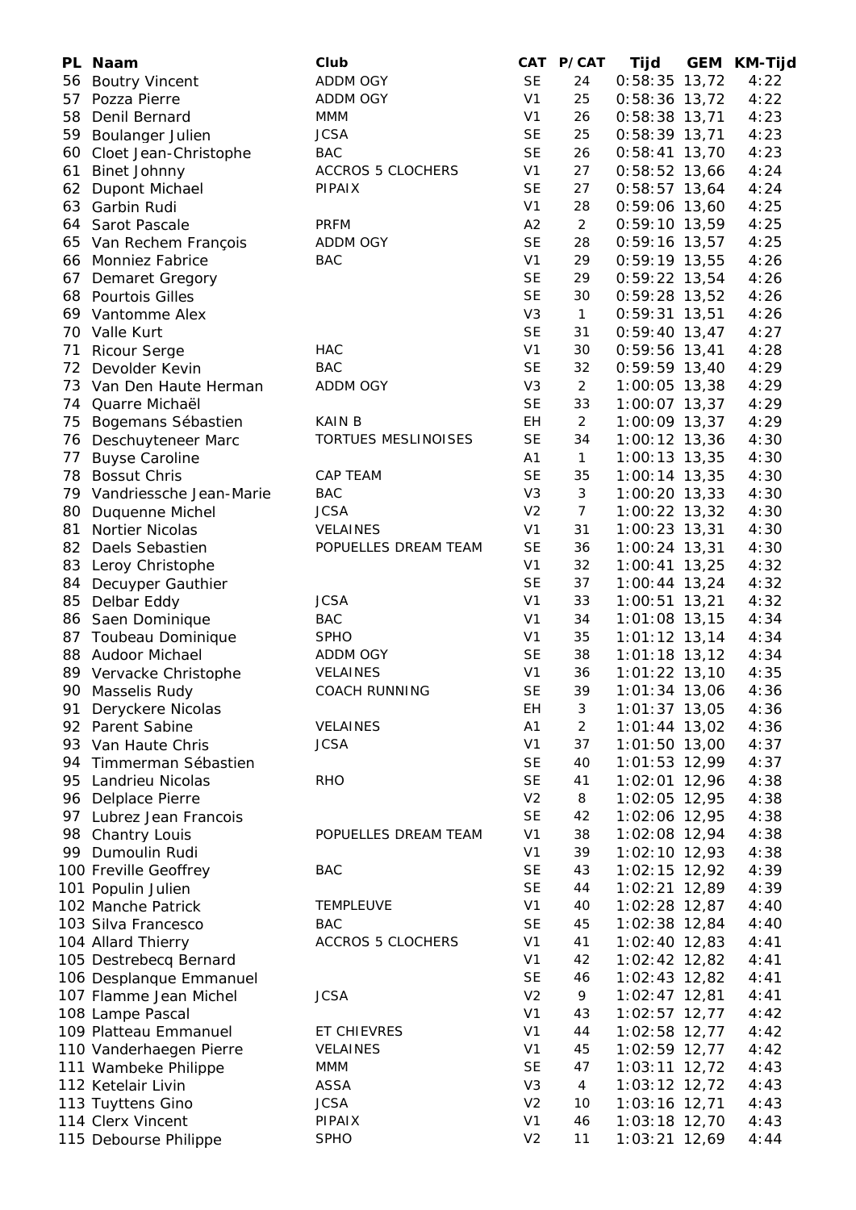| PL | Naam | Club | CAT | P/CAT | Tijd | GEM | KM-Tijd |
|---|---|---|---|---|---|---|---|
| 56 | Boutry Vincent | ADDM OGY | SE | 24 | 0:58:35 | 13,72 | 4:22 |
| 57 | Pozza Pierre | ADDM OGY | V1 | 25 | 0:58:36 | 13,72 | 4:22 |
| 58 | Denil Bernard | MMM | V1 | 26 | 0:58:38 | 13,71 | 4:23 |
| 59 | Boulanger Julien | JCSA | SE | 25 | 0:58:39 | 13,71 | 4:23 |
| 60 | Cloet Jean-Christophe | BAC | SE | 26 | 0:58:41 | 13,70 | 4:23 |
| 61 | Binet Johnny | ACCROS 5 CLOCHERS | V1 | 27 | 0:58:52 | 13,66 | 4:24 |
| 62 | Dupont Michael | PIPAIX | SE | 27 | 0:58:57 | 13,64 | 4:24 |
| 63 | Garbin Rudi | | V1 | 28 | 0:59:06 | 13,60 | 4:25 |
| 64 | Sarot Pascale | PRFM | A2 | 2 | 0:59:10 | 13,59 | 4:25 |
| 65 | Van Rechem François | ADDM OGY | SE | 28 | 0:59:16 | 13,57 | 4:25 |
| 66 | Monniez Fabrice | BAC | V1 | 29 | 0:59:19 | 13,55 | 4:26 |
| 67 | Demaret Gregory | | SE | 29 | 0:59:22 | 13,54 | 4:26 |
| 68 | Pourtois Gilles | | SE | 30 | 0:59:28 | 13,52 | 4:26 |
| 69 | Vantomme Alex | | V3 | 1 | 0:59:31 | 13,51 | 4:26 |
| 70 | Valle Kurt | | SE | 31 | 0:59:40 | 13,47 | 4:27 |
| 71 | Ricour Serge | HAC | V1 | 30 | 0:59:56 | 13,41 | 4:28 |
| 72 | Devolder Kevin | BAC | SE | 32 | 0:59:59 | 13,40 | 4:29 |
| 73 | Van Den Haute Herman | ADDM OGY | V3 | 2 | 1:00:05 | 13,38 | 4:29 |
| 74 | Quarre Michaël | | SE | 33 | 1:00:07 | 13,37 | 4:29 |
| 75 | Bogemans Sébastien | KAIN B | EH | 2 | 1:00:09 | 13,37 | 4:29 |
| 76 | Deschuyteneer Marc | TORTUES MESLINOISES | SE | 34 | 1:00:12 | 13,36 | 4:30 |
| 77 | Buyse Caroline | | A1 | 1 | 1:00:13 | 13,35 | 4:30 |
| 78 | Bossut Chris | CAP TEAM | SE | 35 | 1:00:14 | 13,35 | 4:30 |
| 79 | Vandriessche Jean-Marie | BAC | V3 | 3 | 1:00:20 | 13,33 | 4:30 |
| 80 | Duquenne Michel | JCSA | V2 | 7 | 1:00:22 | 13,32 | 4:30 |
| 81 | Nortier Nicolas | VELAINES | V1 | 31 | 1:00:23 | 13,31 | 4:30 |
| 82 | Daels Sebastien | POPUELLES DREAM TEAM | SE | 36 | 1:00:24 | 13,31 | 4:30 |
| 83 | Leroy Christophe | | V1 | 32 | 1:00:41 | 13,25 | 4:32 |
| 84 | Decuyper Gauthier | | SE | 37 | 1:00:44 | 13,24 | 4:32 |
| 85 | Delbar Eddy | JCSA | V1 | 33 | 1:00:51 | 13,21 | 4:32 |
| 86 | Saen Dominique | BAC | V1 | 34 | 1:01:08 | 13,15 | 4:34 |
| 87 | Toubeau Dominique | SPHO | V1 | 35 | 1:01:12 | 13,14 | 4:34 |
| 88 | Audoor Michael | ADDM OGY | SE | 38 | 1:01:18 | 13,12 | 4:34 |
| 89 | Vervacke Christophe | VELAINES | V1 | 36 | 1:01:22 | 13,10 | 4:35 |
| 90 | Masselis Rudy | COACH RUNNING | SE | 39 | 1:01:34 | 13,06 | 4:36 |
| 91 | Deryckere Nicolas | | EH | 3 | 1:01:37 | 13,05 | 4:36 |
| 92 | Parent Sabine | VELAINES | A1 | 2 | 1:01:44 | 13,02 | 4:36 |
| 93 | Van Haute Chris | JCSA | V1 | 37 | 1:01:50 | 13,00 | 4:37 |
| 94 | Timmerman Sébastien | | SE | 40 | 1:01:53 | 12,99 | 4:37 |
| 95 | Landrieu Nicolas | RHO | SE | 41 | 1:02:01 | 12,96 | 4:38 |
| 96 | Delplace Pierre | | V2 | 8 | 1:02:05 | 12,95 | 4:38 |
| 97 | Lubrez Jean Francois | | SE | 42 | 1:02:06 | 12,95 | 4:38 |
| 98 | Chantry Louis | POPUELLES DREAM TEAM | V1 | 38 | 1:02:08 | 12,94 | 4:38 |
| 99 | Dumoulin Rudi | | V1 | 39 | 1:02:10 | 12,93 | 4:38 |
| 100 | Freville Geoffrey | BAC | SE | 43 | 1:02:15 | 12,92 | 4:39 |
| 101 | Populin Julien | | SE | 44 | 1:02:21 | 12,89 | 4:39 |
| 102 | Manche Patrick | TEMPLEUVE | V1 | 40 | 1:02:28 | 12,87 | 4:40 |
| 103 | Silva Francesco | BAC | SE | 45 | 1:02:38 | 12,84 | 4:40 |
| 104 | Allard Thierry | ACCROS 5 CLOCHERS | V1 | 41 | 1:02:40 | 12,83 | 4:41 |
| 105 | Destrebecq Bernard | | V1 | 42 | 1:02:42 | 12,82 | 4:41 |
| 106 | Desplanque Emmanuel | | SE | 46 | 1:02:43 | 12,82 | 4:41 |
| 107 | Flamme Jean Michel | JCSA | V2 | 9 | 1:02:47 | 12,81 | 4:41 |
| 108 | Lampe Pascal | | V1 | 43 | 1:02:57 | 12,77 | 4:42 |
| 109 | Platteau Emmanuel | ET CHIEVRES | V1 | 44 | 1:02:58 | 12,77 | 4:42 |
| 110 | Vanderhaegen Pierre | VELAINES | V1 | 45 | 1:02:59 | 12,77 | 4:42 |
| 111 | Wambeke Philippe | MMM | SE | 47 | 1:03:11 | 12,72 | 4:43 |
| 112 | Ketelair Livin | ASSA | V3 | 4 | 1:03:12 | 12,72 | 4:43 |
| 113 | Tuyttens Gino | JCSA | V2 | 10 | 1:03:16 | 12,71 | 4:43 |
| 114 | Clerx Vincent | PIPAIX | V1 | 46 | 1:03:18 | 12,70 | 4:43 |
| 115 | Debourse Philippe | SPHO | V2 | 11 | 1:03:21 | 12,69 | 4:44 |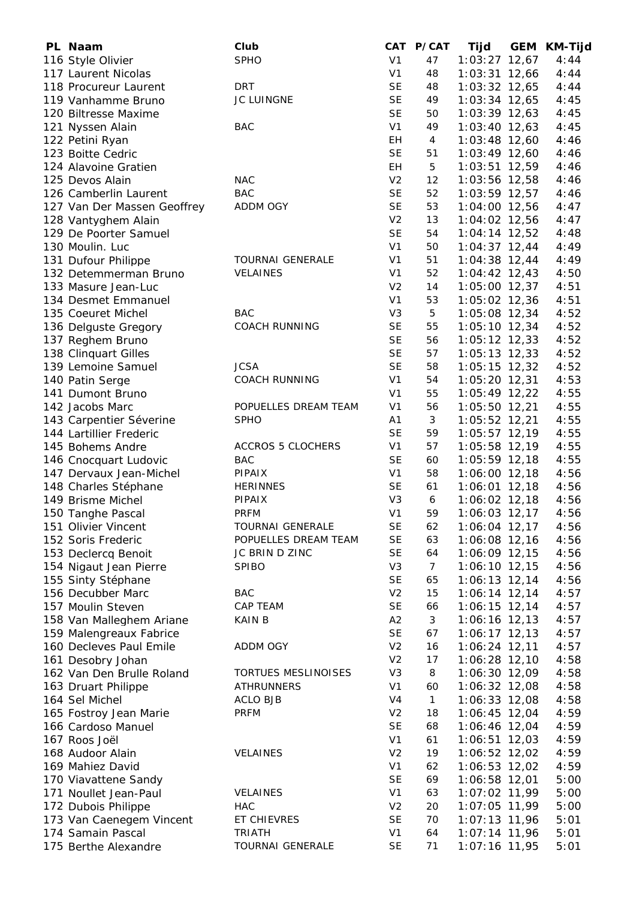| PL | Naam | Club | CAT | P/CAT | Tijd | GEM | KM-Tijd |
|---|---|---|---|---|---|---|---|
| 116 | Style Olivier | SPHO | V1 | 47 | 1:03:27 | 12,67 | 4:44 |
| 117 | Laurent Nicolas | | V1 | 48 | 1:03:31 | 12,66 | 4:44 |
| 118 | Procureur Laurent | DRT | SE | 48 | 1:03:32 | 12,65 | 4:44 |
| 119 | Vanhamme Bruno | JC LUINGNE | SE | 49 | 1:03:34 | 12,65 | 4:45 |
| 120 | Biltresse Maxime | | SE | 50 | 1:03:39 | 12,63 | 4:45 |
| 121 | Nyssen Alain | BAC | V1 | 49 | 1:03:40 | 12,63 | 4:45 |
| 122 | Petini Ryan | | EH | 4 | 1:03:48 | 12,60 | 4:46 |
| 123 | Boitte Cedric | | SE | 51 | 1:03:49 | 12,60 | 4:46 |
| 124 | Alavoine Gratien | | EH | 5 | 1:03:51 | 12,59 | 4:46 |
| 125 | Devos Alain | NAC | V2 | 12 | 1:03:56 | 12,58 | 4:46 |
| 126 | Camberlin Laurent | BAC | SE | 52 | 1:03:59 | 12,57 | 4:46 |
| 127 | Van Der Massen Geoffrey | ADDM OGY | SE | 53 | 1:04:00 | 12,56 | 4:47 |
| 128 | Vantyghem Alain | | V2 | 13 | 1:04:02 | 12,56 | 4:47 |
| 129 | De Poorter Samuel | | SE | 54 | 1:04:14 | 12,52 | 4:48 |
| 130 | Moulin. Luc | | V1 | 50 | 1:04:37 | 12,44 | 4:49 |
| 131 | Dufour Philippe | TOURNAI GENERALE | V1 | 51 | 1:04:38 | 12,44 | 4:49 |
| 132 | Detemmerman Bruno | VELAINES | V1 | 52 | 1:04:42 | 12,43 | 4:50 |
| 133 | Masure Jean-Luc | | V2 | 14 | 1:05:00 | 12,37 | 4:51 |
| 134 | Desmet Emmanuel | | V1 | 53 | 1:05:02 | 12,36 | 4:51 |
| 135 | Coeuret Michel | BAC | V3 | 5 | 1:05:08 | 12,34 | 4:52 |
| 136 | Delguste Gregory | COACH RUNNING | SE | 55 | 1:05:10 | 12,34 | 4:52 |
| 137 | Reghem Bruno | | SE | 56 | 1:05:12 | 12,33 | 4:52 |
| 138 | Clinquart Gilles | | SE | 57 | 1:05:13 | 12,33 | 4:52 |
| 139 | Lemoine Samuel | JCSA | SE | 58 | 1:05:15 | 12,32 | 4:52 |
| 140 | Patin Serge | COACH RUNNING | V1 | 54 | 1:05:20 | 12,31 | 4:53 |
| 141 | Dumont Bruno | | V1 | 55 | 1:05:49 | 12,22 | 4:55 |
| 142 | Jacobs Marc | POPUELLES DREAM TEAM | V1 | 56 | 1:05:50 | 12,21 | 4:55 |
| 143 | Carpentier Séverine | SPHO | A1 | 3 | 1:05:52 | 12,21 | 4:55 |
| 144 | Lartillier Frederic | | SE | 59 | 1:05:57 | 12,19 | 4:55 |
| 145 | Bohems Andre | ACCROS 5 CLOCHERS | V1 | 57 | 1:05:58 | 12,19 | 4:55 |
| 146 | Cnocquart Ludovic | BAC | SE | 60 | 1:05:59 | 12,18 | 4:55 |
| 147 | Dervaux Jean-Michel | PIPAIX | V1 | 58 | 1:06:00 | 12,18 | 4:56 |
| 148 | Charles Stéphane | HERINNES | SE | 61 | 1:06:01 | 12,18 | 4:56 |
| 149 | Brisme Michel | PIPAIX | V3 | 6 | 1:06:02 | 12,18 | 4:56 |
| 150 | Tanghe Pascal | PRFM | V1 | 59 | 1:06:03 | 12,17 | 4:56 |
| 151 | Olivier Vincent | TOURNAI GENERALE | SE | 62 | 1:06:04 | 12,17 | 4:56 |
| 152 | Soris Frederic | POPUELLES DREAM TEAM | SE | 63 | 1:06:08 | 12,16 | 4:56 |
| 153 | Declercq Benoit | JC BRIN D ZINC | SE | 64 | 1:06:09 | 12,15 | 4:56 |
| 154 | Nigaut Jean Pierre | SPIBO | V3 | 7 | 1:06:10 | 12,15 | 4:56 |
| 155 | Sinty Stéphane | | SE | 65 | 1:06:13 | 12,14 | 4:56 |
| 156 | Decubber Marc | BAC | V2 | 15 | 1:06:14 | 12,14 | 4:57 |
| 157 | Moulin Steven | CAP TEAM | SE | 66 | 1:06:15 | 12,14 | 4:57 |
| 158 | Van Malleghem Ariane | KAIN B | A2 | 3 | 1:06:16 | 12,13 | 4:57 |
| 159 | Malengreaux Fabrice | | SE | 67 | 1:06:17 | 12,13 | 4:57 |
| 160 | Decleves Paul Emile | ADDM OGY | V2 | 16 | 1:06:24 | 12,11 | 4:57 |
| 161 | Desobry Johan | | V2 | 17 | 1:06:28 | 12,10 | 4:58 |
| 162 | Van Den Brulle Roland | TORTUES MESLINOISES | V3 | 8 | 1:06:30 | 12,09 | 4:58 |
| 163 | Druart Philippe | ATHRUNNERS | V1 | 60 | 1:06:32 | 12,08 | 4:58 |
| 164 | Sel Michel | ACLO BJB | V4 | 1 | 1:06:33 | 12,08 | 4:58 |
| 165 | Fostroy Jean Marie | PRFM | V2 | 18 | 1:06:45 | 12,04 | 4:59 |
| 166 | Cardoso Manuel | | SE | 68 | 1:06:46 | 12,04 | 4:59 |
| 167 | Roos Joël | | V1 | 61 | 1:06:51 | 12,03 | 4:59 |
| 168 | Audoor Alain | VELAINES | V2 | 19 | 1:06:52 | 12,02 | 4:59 |
| 169 | Mahiez David | | V1 | 62 | 1:06:53 | 12,02 | 4:59 |
| 170 | Viavattene Sandy | | SE | 69 | 1:06:58 | 12,01 | 5:00 |
| 171 | Noullet Jean-Paul | VELAINES | V1 | 63 | 1:07:02 | 11,99 | 5:00 |
| 172 | Dubois Philippe | HAC | V2 | 20 | 1:07:05 | 11,99 | 5:00 |
| 173 | Van Caenegem Vincent | ET CHIEVRES | SE | 70 | 1:07:13 | 11,96 | 5:01 |
| 174 | Samain Pascal | TRIATH | V1 | 64 | 1:07:14 | 11,96 | 5:01 |
| 175 | Berthe Alexandre | TOURNAI GENERALE | SE | 71 | 1:07:16 | 11,95 | 5:01 |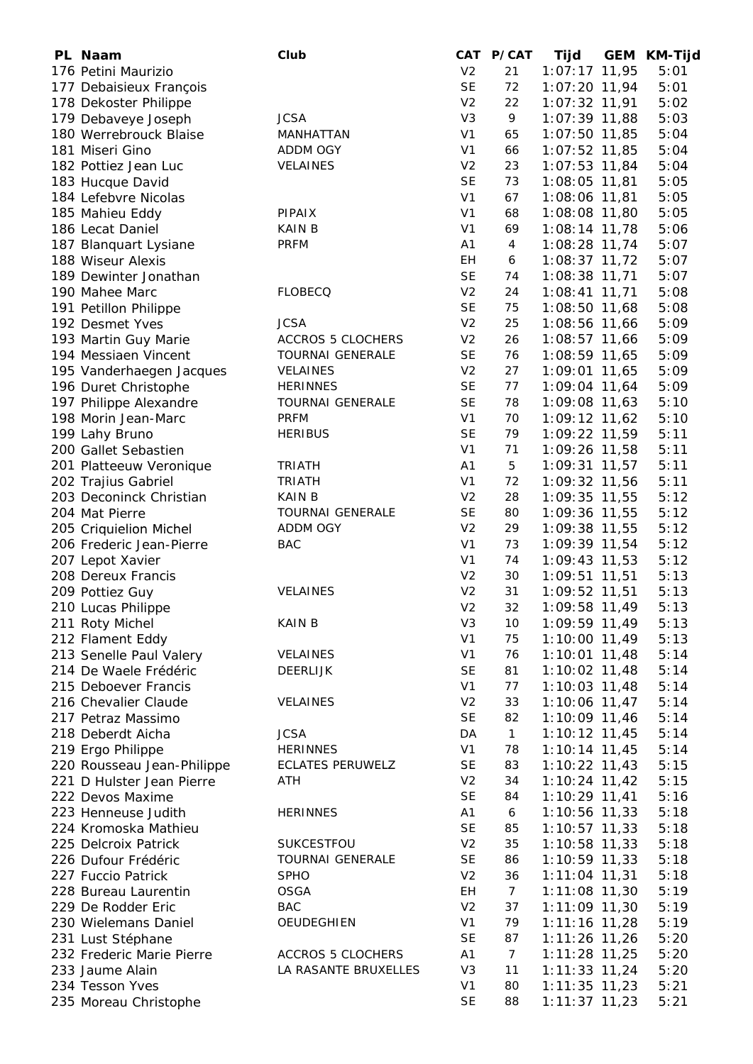| PL | Naam | Club | CAT | P/CAT | Tijd | GEM | KM-Tijd |
|---|---|---|---|---|---|---|---|
| 176 | Petini Maurizio | | V2 | 21 | 1:07:17 | 11,95 | 5:01 |
| 177 | Debaisieux François | | SE | 72 | 1:07:20 | 11,94 | 5:01 |
| 178 | Dekoster Philippe | | V2 | 22 | 1:07:32 | 11,91 | 5:02 |
| 179 | Debaveye Joseph | JCSA | V3 | 9 | 1:07:39 | 11,88 | 5:03 |
| 180 | Werrebrouck Blaise | MANHATTAN | V1 | 65 | 1:07:50 | 11,85 | 5:04 |
| 181 | Miseri Gino | ADDM OGY | V1 | 66 | 1:07:52 | 11,85 | 5:04 |
| 182 | Pottiez Jean Luc | VELAINES | V2 | 23 | 1:07:53 | 11,84 | 5:04 |
| 183 | Hucque David | | SE | 73 | 1:08:05 | 11,81 | 5:05 |
| 184 | Lefebvre Nicolas | | V1 | 67 | 1:08:06 | 11,81 | 5:05 |
| 185 | Mahieu Eddy | PIPAIX | V1 | 68 | 1:08:08 | 11,80 | 5:05 |
| 186 | Lecat Daniel | KAIN B | V1 | 69 | 1:08:14 | 11,78 | 5:06 |
| 187 | Blanquart Lysiane | PRFM | A1 | 4 | 1:08:28 | 11,74 | 5:07 |
| 188 | Wiseur Alexis | | EH | 6 | 1:08:37 | 11,72 | 5:07 |
| 189 | Dewinter Jonathan | | SE | 74 | 1:08:38 | 11,71 | 5:07 |
| 190 | Mahee Marc | FLOBECQ | V2 | 24 | 1:08:41 | 11,71 | 5:08 |
| 191 | Petillon Philippe | | SE | 75 | 1:08:50 | 11,68 | 5:08 |
| 192 | Desmet Yves | JCSA | V2 | 25 | 1:08:56 | 11,66 | 5:09 |
| 193 | Martin Guy Marie | ACCROS 5 CLOCHERS | V2 | 26 | 1:08:57 | 11,66 | 5:09 |
| 194 | Messiaen Vincent | TOURNAI GENERALE | SE | 76 | 1:08:59 | 11,65 | 5:09 |
| 195 | Vanderhaegen Jacques | VELAINES | V2 | 27 | 1:09:01 | 11,65 | 5:09 |
| 196 | Duret Christophe | HERINNES | SE | 77 | 1:09:04 | 11,64 | 5:09 |
| 197 | Philippe Alexandre | TOURNAI GENERALE | SE | 78 | 1:09:08 | 11,63 | 5:10 |
| 198 | Morin Jean-Marc | PRFM | V1 | 70 | 1:09:12 | 11,62 | 5:10 |
| 199 | Lahy Bruno | HERIBUS | SE | 79 | 1:09:22 | 11,59 | 5:11 |
| 200 | Gallet Sebastien | | V1 | 71 | 1:09:26 | 11,58 | 5:11 |
| 201 | Platteeuw Veronique | TRIATH | A1 | 5 | 1:09:31 | 11,57 | 5:11 |
| 202 | Trajius Gabriel | TRIATH | V1 | 72 | 1:09:32 | 11,56 | 5:11 |
| 203 | Deconinck Christian | KAIN B | V2 | 28 | 1:09:35 | 11,55 | 5:12 |
| 204 | Mat Pierre | TOURNAI GENERALE | SE | 80 | 1:09:36 | 11,55 | 5:12 |
| 205 | Criquielion Michel | ADDM OGY | V2 | 29 | 1:09:38 | 11,55 | 5:12 |
| 206 | Frederic Jean-Pierre | BAC | V1 | 73 | 1:09:39 | 11,54 | 5:12 |
| 207 | Lepot Xavier | | V1 | 74 | 1:09:43 | 11,53 | 5:12 |
| 208 | Dereux Francis | | V2 | 30 | 1:09:51 | 11,51 | 5:13 |
| 209 | Pottiez Guy | VELAINES | V2 | 31 | 1:09:52 | 11,51 | 5:13 |
| 210 | Lucas Philippe | | V2 | 32 | 1:09:58 | 11,49 | 5:13 |
| 211 | Roty Michel | KAIN B | V3 | 10 | 1:09:59 | 11,49 | 5:13 |
| 212 | Flament Eddy | | V1 | 75 | 1:10:00 | 11,49 | 5:13 |
| 213 | Senelle Paul Valery | VELAINES | V1 | 76 | 1:10:01 | 11,48 | 5:14 |
| 214 | De Waele Frédéric | DEERLIJK | SE | 81 | 1:10:02 | 11,48 | 5:14 |
| 215 | Deboever Francis | | V1 | 77 | 1:10:03 | 11,48 | 5:14 |
| 216 | Chevalier Claude | VELAINES | V2 | 33 | 1:10:06 | 11,47 | 5:14 |
| 217 | Petraz Massimo | | SE | 82 | 1:10:09 | 11,46 | 5:14 |
| 218 | Deberdt Aicha | JCSA | DA | 1 | 1:10:12 | 11,45 | 5:14 |
| 219 | Ergo Philippe | HERINNES | V1 | 78 | 1:10:14 | 11,45 | 5:14 |
| 220 | Rousseau Jean-Philippe | ECLATES PERUWELZ | SE | 83 | 1:10:22 | 11,43 | 5:15 |
| 221 | D Hulster Jean Pierre | ATH | V2 | 34 | 1:10:24 | 11,42 | 5:15 |
| 222 | Devos Maxime | | SE | 84 | 1:10:29 | 11,41 | 5:16 |
| 223 | Henneuse Judith | HERINNES | A1 | 6 | 1:10:56 | 11,33 | 5:18 |
| 224 | Kromoska Mathieu | | SE | 85 | 1:10:57 | 11,33 | 5:18 |
| 225 | Delcroix Patrick | SUKCESTFOU | V2 | 35 | 1:10:58 | 11,33 | 5:18 |
| 226 | Dufour Frédéric | TOURNAI GENERALE | SE | 86 | 1:10:59 | 11,33 | 5:18 |
| 227 | Fuccio Patrick | SPHO | V2 | 36 | 1:11:04 | 11,31 | 5:18 |
| 228 | Bureau Laurentin | OSGA | EH | 7 | 1:11:08 | 11,30 | 5:19 |
| 229 | De Rodder Eric | BAC | V2 | 37 | 1:11:09 | 11,30 | 5:19 |
| 230 | Wielemans Daniel | OEUDEGHIEN | V1 | 79 | 1:11:16 | 11,28 | 5:19 |
| 231 | Lust Stéphane | | SE | 87 | 1:11:26 | 11,26 | 5:20 |
| 232 | Frederic Marie Pierre | ACCROS 5 CLOCHERS | A1 | 7 | 1:11:28 | 11,25 | 5:20 |
| 233 | Jaume Alain | LA RASANTE BRUXELLES | V3 | 11 | 1:11:33 | 11,24 | 5:20 |
| 234 | Tesson Yves | | V1 | 80 | 1:11:35 | 11,23 | 5:21 |
| 235 | Moreau Christophe | | SE | 88 | 1:11:37 | 11,23 | 5:21 |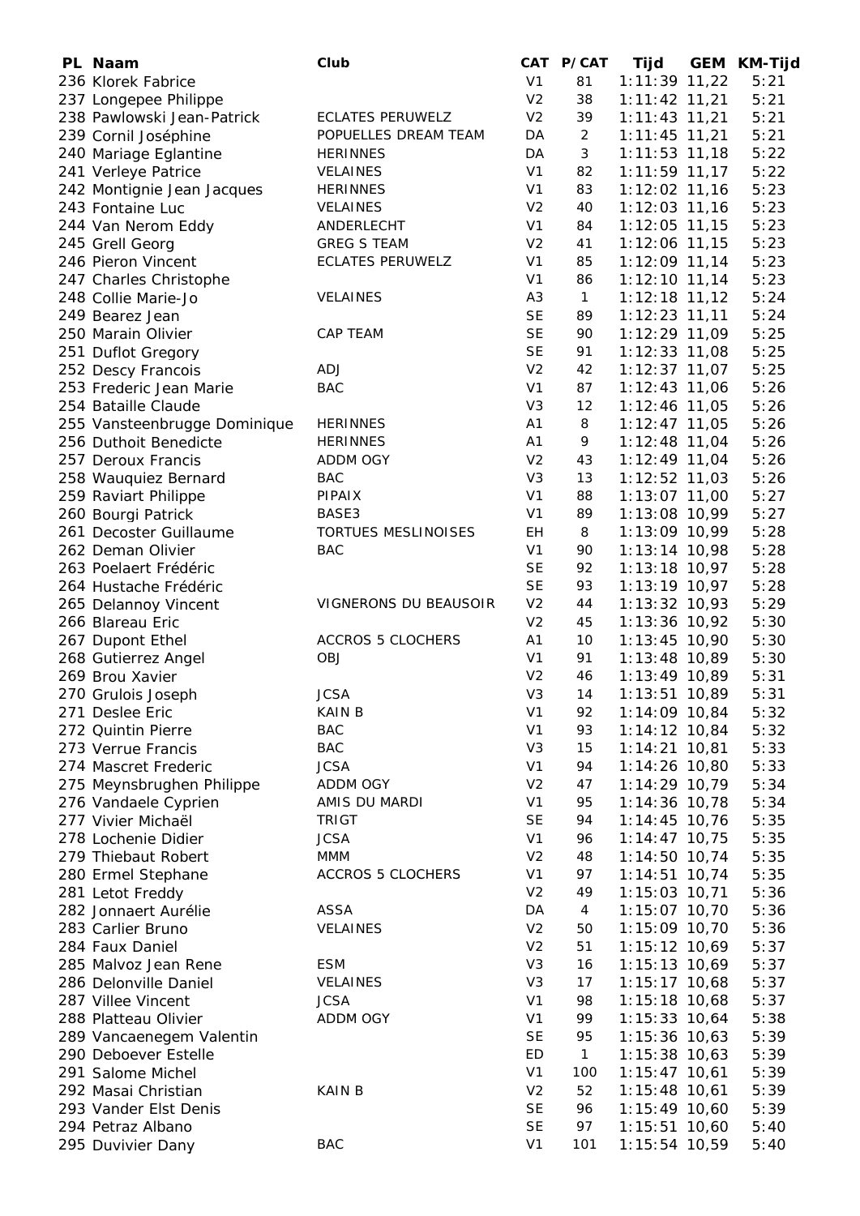| PL | Naam | Club | CAT | P/CAT | Tijd | GEM | KM-Tijd |
|---|---|---|---|---|---|---|---|
| 236 | Klorek Fabrice | | V1 | 81 | 1:11:39 | 11,22 | 5:21 |
| 237 | Longepee Philippe | | V2 | 38 | 1:11:42 | 11,21 | 5:21 |
| 238 | Pawlowski Jean-Patrick | ECLATES PERUWELZ | V2 | 39 | 1:11:43 | 11,21 | 5:21 |
| 239 | Cornil Joséphine | POPUELLES DREAM TEAM | DA | 2 | 1:11:45 | 11,21 | 5:21 |
| 240 | Mariage Eglantine | HERINNES | DA | 3 | 1:11:53 | 11,18 | 5:22 |
| 241 | Verleye Patrice | VELAINES | V1 | 82 | 1:11:59 | 11,17 | 5:22 |
| 242 | Montignie Jean Jacques | HERINNES | V1 | 83 | 1:12:02 | 11,16 | 5:23 |
| 243 | Fontaine Luc | VELAINES | V2 | 40 | 1:12:03 | 11,16 | 5:23 |
| 244 | Van Nerom Eddy | ANDERLECHT | V1 | 84 | 1:12:05 | 11,15 | 5:23 |
| 245 | Grell Georg | GREG S TEAM | V2 | 41 | 1:12:06 | 11,15 | 5:23 |
| 246 | Pieron Vincent | ECLATES PERUWELZ | V1 | 85 | 1:12:09 | 11,14 | 5:23 |
| 247 | Charles Christophe | | V1 | 86 | 1:12:10 | 11,14 | 5:23 |
| 248 | Collie Marie-Jo | VELAINES | A3 | 1 | 1:12:18 | 11,12 | 5:24 |
| 249 | Bearez Jean | | SE | 89 | 1:12:23 | 11,11 | 5:24 |
| 250 | Marain Olivier | CAP TEAM | SE | 90 | 1:12:29 | 11,09 | 5:25 |
| 251 | Duflot Gregory | | SE | 91 | 1:12:33 | 11,08 | 5:25 |
| 252 | Descy Francois | ADJ | V2 | 42 | 1:12:37 | 11,07 | 5:25 |
| 253 | Frederic Jean Marie | BAC | V1 | 87 | 1:12:43 | 11,06 | 5:26 |
| 254 | Bataille Claude | | V3 | 12 | 1:12:46 | 11,05 | 5:26 |
| 255 | Vansteenbrugge Dominique | HERINNES | A1 | 8 | 1:12:47 | 11,05 | 5:26 |
| 256 | Duthoit Benedicte | HERINNES | A1 | 9 | 1:12:48 | 11,04 | 5:26 |
| 257 | Deroux Francis | ADDM OGY | V2 | 43 | 1:12:49 | 11,04 | 5:26 |
| 258 | Wauquiez Bernard | BAC | V3 | 13 | 1:12:52 | 11,03 | 5:26 |
| 259 | Raviart Philippe | PIPAIX | V1 | 88 | 1:13:07 | 11,00 | 5:27 |
| 260 | Bourgi Patrick | BASE3 | V1 | 89 | 1:13:08 | 10,99 | 5:27 |
| 261 | Decoster Guillaume | TORTUES MESLINOISES | EH | 8 | 1:13:09 | 10,99 | 5:28 |
| 262 | Deman Olivier | BAC | V1 | 90 | 1:13:14 | 10,98 | 5:28 |
| 263 | Poelaert Frédéric | | SE | 92 | 1:13:18 | 10,97 | 5:28 |
| 264 | Hustache Frédéric | | SE | 93 | 1:13:19 | 10,97 | 5:28 |
| 265 | Delannoy Vincent | VIGNERONS DU BEAUSOIR | V2 | 44 | 1:13:32 | 10,93 | 5:29 |
| 266 | Blareau Eric | | V2 | 45 | 1:13:36 | 10,92 | 5:30 |
| 267 | Dupont Ethel | ACCROS 5 CLOCHERS | A1 | 10 | 1:13:45 | 10,90 | 5:30 |
| 268 | Gutierrez Angel | OBJ | V1 | 91 | 1:13:48 | 10,89 | 5:30 |
| 269 | Brou Xavier | | V2 | 46 | 1:13:49 | 10,89 | 5:31 |
| 270 | Grulois Joseph | JCSA | V3 | 14 | 1:13:51 | 10,89 | 5:31 |
| 271 | Deslee Eric | KAIN B | V1 | 92 | 1:14:09 | 10,84 | 5:32 |
| 272 | Quintin Pierre | BAC | V1 | 93 | 1:14:12 | 10,84 | 5:32 |
| 273 | Verrue Francis | BAC | V3 | 15 | 1:14:21 | 10,81 | 5:33 |
| 274 | Mascret Frederic | JCSA | V1 | 94 | 1:14:26 | 10,80 | 5:33 |
| 275 | Meynsbrughen Philippe | ADDM OGY | V2 | 47 | 1:14:29 | 10,79 | 5:34 |
| 276 | Vandaele Cyprien | AMIS DU MARDI | V1 | 95 | 1:14:36 | 10,78 | 5:34 |
| 277 | Vivier Michaël | TRIGT | SE | 94 | 1:14:45 | 10,76 | 5:35 |
| 278 | Lochenie Didier | JCSA | V1 | 96 | 1:14:47 | 10,75 | 5:35 |
| 279 | Thiebaut Robert | MMM | V2 | 48 | 1:14:50 | 10,74 | 5:35 |
| 280 | Ermel Stephane | ACCROS 5 CLOCHERS | V1 | 97 | 1:14:51 | 10,74 | 5:35 |
| 281 | Letot Freddy | | V2 | 49 | 1:15:03 | 10,71 | 5:36 |
| 282 | Jonnaert Aurélie | ASSA | DA | 4 | 1:15:07 | 10,70 | 5:36 |
| 283 | Carlier Bruno | VELAINES | V2 | 50 | 1:15:09 | 10,70 | 5:36 |
| 284 | Faux Daniel | | V2 | 51 | 1:15:12 | 10,69 | 5:37 |
| 285 | Malvoz Jean Rene | ESM | V3 | 16 | 1:15:13 | 10,69 | 5:37 |
| 286 | Delonville Daniel | VELAINES | V3 | 17 | 1:15:17 | 10,68 | 5:37 |
| 287 | Villee Vincent | JCSA | V1 | 98 | 1:15:18 | 10,68 | 5:37 |
| 288 | Platteau Olivier | ADDM OGY | V1 | 99 | 1:15:33 | 10,64 | 5:38 |
| 289 | Vancaenegem Valentin | | SE | 95 | 1:15:36 | 10,63 | 5:39 |
| 290 | Deboever Estelle | | ED | 1 | 1:15:38 | 10,63 | 5:39 |
| 291 | Salome Michel | | V1 | 100 | 1:15:47 | 10,61 | 5:39 |
| 292 | Masai Christian | KAIN B | V2 | 52 | 1:15:48 | 10,61 | 5:39 |
| 293 | Vander Elst Denis | | SE | 96 | 1:15:49 | 10,60 | 5:39 |
| 294 | Petraz Albano | | SE | 97 | 1:15:51 | 10,60 | 5:40 |
| 295 | Duvivier Dany | BAC | V1 | 101 | 1:15:54 | 10,59 | 5:40 |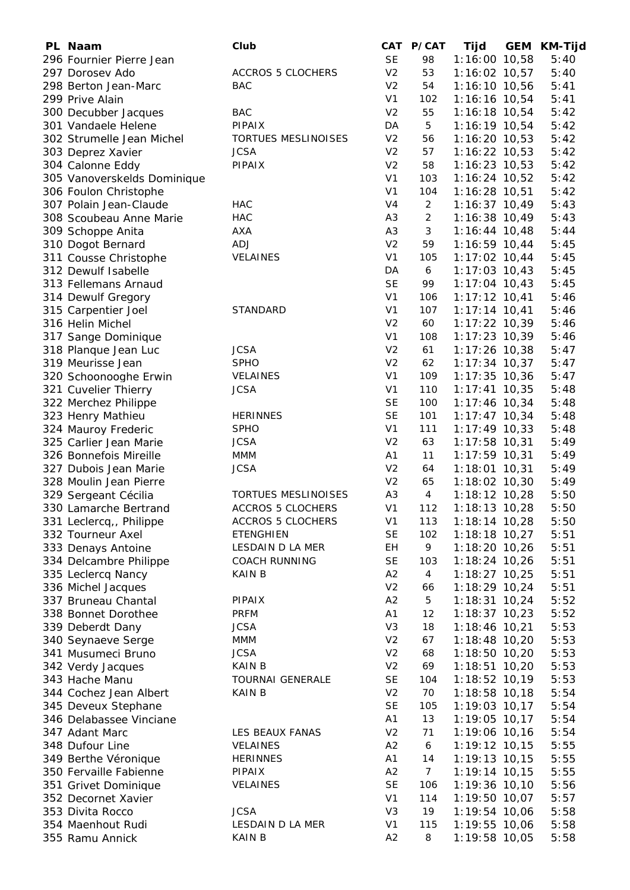| PL | Naam | Club | CAT | P/CAT | Tijd | GEM | KM-Tijd |
|---|---|---|---|---|---|---|---|
| 296 | Fournier Pierre Jean | | SE | 98 | 1:16:00 | 10,58 | 5:40 |
| 297 | Dorosev Ado | ACCROS 5 CLOCHERS | V2 | 53 | 1:16:02 | 10,57 | 5:40 |
| 298 | Berton Jean-Marc | BAC | V2 | 54 | 1:16:10 | 10,56 | 5:41 |
| 299 | Prive Alain | | V1 | 102 | 1:16:16 | 10,54 | 5:41 |
| 300 | Decubber Jacques | BAC | V2 | 55 | 1:16:18 | 10,54 | 5:42 |
| 301 | Vandaele Helene | PIPAIX | DA | 5 | 1:16:19 | 10,54 | 5:42 |
| 302 | Strumelle Jean Michel | TORTUES MESLINOISES | V2 | 56 | 1:16:20 | 10,53 | 5:42 |
| 303 | Deprez Xavier | JCSA | V2 | 57 | 1:16:22 | 10,53 | 5:42 |
| 304 | Calonne Eddy | PIPAIX | V2 | 58 | 1:16:23 | 10,53 | 5:42 |
| 305 | Vanoverskelds Dominique | | V1 | 103 | 1:16:24 | 10,52 | 5:42 |
| 306 | Foulon Christophe | | V1 | 104 | 1:16:28 | 10,51 | 5:42 |
| 307 | Polain Jean-Claude | HAC | V4 | 2 | 1:16:37 | 10,49 | 5:43 |
| 308 | Scoubeau Anne Marie | HAC | A3 | 2 | 1:16:38 | 10,49 | 5:43 |
| 309 | Schoppe Anita | AXA | A3 | 3 | 1:16:44 | 10,48 | 5:44 |
| 310 | Dogot Bernard | ADJ | V2 | 59 | 1:16:59 | 10,44 | 5:45 |
| 311 | Cousse Christophe | VELAINES | V1 | 105 | 1:17:02 | 10,44 | 5:45 |
| 312 | Dewulf Isabelle | | DA | 6 | 1:17:03 | 10,43 | 5:45 |
| 313 | Fellemans Arnaud | | SE | 99 | 1:17:04 | 10,43 | 5:45 |
| 314 | Dewulf Gregory | | V1 | 106 | 1:17:12 | 10,41 | 5:46 |
| 315 | Carpentier Joel | STANDARD | V1 | 107 | 1:17:14 | 10,41 | 5:46 |
| 316 | Helin Michel | | V2 | 60 | 1:17:22 | 10,39 | 5:46 |
| 317 | Sange Dominique | | V1 | 108 | 1:17:23 | 10,39 | 5:46 |
| 318 | Planque Jean Luc | JCSA | V2 | 61 | 1:17:26 | 10,38 | 5:47 |
| 319 | Meurisse Jean | SPHO | V2 | 62 | 1:17:34 | 10,37 | 5:47 |
| 320 | Schoonooghe Erwin | VELAINES | V1 | 109 | 1:17:35 | 10,36 | 5:47 |
| 321 | Cuvelier Thierry | JCSA | V1 | 110 | 1:17:41 | 10,35 | 5:48 |
| 322 | Merchez Philippe | | SE | 100 | 1:17:46 | 10,34 | 5:48 |
| 323 | Henry Mathieu | HERINNES | SE | 101 | 1:17:47 | 10,34 | 5:48 |
| 324 | Mauroy Frederic | SPHO | V1 | 111 | 1:17:49 | 10,33 | 5:48 |
| 325 | Carlier Jean Marie | JCSA | V2 | 63 | 1:17:58 | 10,31 | 5:49 |
| 326 | Bonnefois Mireille | MMM | A1 | 11 | 1:17:59 | 10,31 | 5:49 |
| 327 | Dubois Jean Marie | JCSA | V2 | 64 | 1:18:01 | 10,31 | 5:49 |
| 328 | Moulin Jean Pierre | | V2 | 65 | 1:18:02 | 10,30 | 5:49 |
| 329 | Sergeant Cécilia | TORTUES MESLINOISES | A3 | 4 | 1:18:12 | 10,28 | 5:50 |
| 330 | Lamarche Bertrand | ACCROS 5 CLOCHERS | V1 | 112 | 1:18:13 | 10,28 | 5:50 |
| 331 | Leclercq,, Philippe | ACCROS 5 CLOCHERS | V1 | 113 | 1:18:14 | 10,28 | 5:50 |
| 332 | Tourneur Axel | ETENGHIEN | SE | 102 | 1:18:18 | 10,27 | 5:51 |
| 333 | Denays Antoine | LESDAIN D LA MER | EH | 9 | 1:18:20 | 10,26 | 5:51 |
| 334 | Delcambre Philippe | COACH RUNNING | SE | 103 | 1:18:24 | 10,26 | 5:51 |
| 335 | Leclercq Nancy | KAIN B | A2 | 4 | 1:18:27 | 10,25 | 5:51 |
| 336 | Michel Jacques | | V2 | 66 | 1:18:29 | 10,24 | 5:51 |
| 337 | Bruneau Chantal | PIPAIX | A2 | 5 | 1:18:31 | 10,24 | 5:52 |
| 338 | Bonnet Dorothee | PRFM | A1 | 12 | 1:18:37 | 10,23 | 5:52 |
| 339 | Deberdt Dany | JCSA | V3 | 18 | 1:18:46 | 10,21 | 5:53 |
| 340 | Seynaeve Serge | MMM | V2 | 67 | 1:18:48 | 10,20 | 5:53 |
| 341 | Musumeci Bruno | JCSA | V2 | 68 | 1:18:50 | 10,20 | 5:53 |
| 342 | Verdy Jacques | KAIN B | V2 | 69 | 1:18:51 | 10,20 | 5:53 |
| 343 | Hache Manu | TOURNAI GENERALE | SE | 104 | 1:18:52 | 10,19 | 5:53 |
| 344 | Cochez Jean Albert | KAIN B | V2 | 70 | 1:18:58 | 10,18 | 5:54 |
| 345 | Deveux Stephane | | SE | 105 | 1:19:03 | 10,17 | 5:54 |
| 346 | Delabassee Vinciane | | A1 | 13 | 1:19:05 | 10,17 | 5:54 |
| 347 | Adant Marc | LES BEAUX FANAS | V2 | 71 | 1:19:06 | 10,16 | 5:54 |
| 348 | Dufour Line | VELAINES | A2 | 6 | 1:19:12 | 10,15 | 5:55 |
| 349 | Berthe Véronique | HERINNES | A1 | 14 | 1:19:13 | 10,15 | 5:55 |
| 350 | Fervaille Fabienne | PIPAIX | A2 | 7 | 1:19:14 | 10,15 | 5:55 |
| 351 | Grivet Dominique | VELAINES | SE | 106 | 1:19:36 | 10,10 | 5:56 |
| 352 | Decornet Xavier | | V1 | 114 | 1:19:50 | 10,07 | 5:57 |
| 353 | Divita Rocco | JCSA | V3 | 19 | 1:19:54 | 10,06 | 5:58 |
| 354 | Maenhout Rudi | LESDAIN D LA MER | V1 | 115 | 1:19:55 | 10,06 | 5:58 |
| 355 | Ramu Annick | KAIN B | A2 | 8 | 1:19:58 | 10,05 | 5:58 |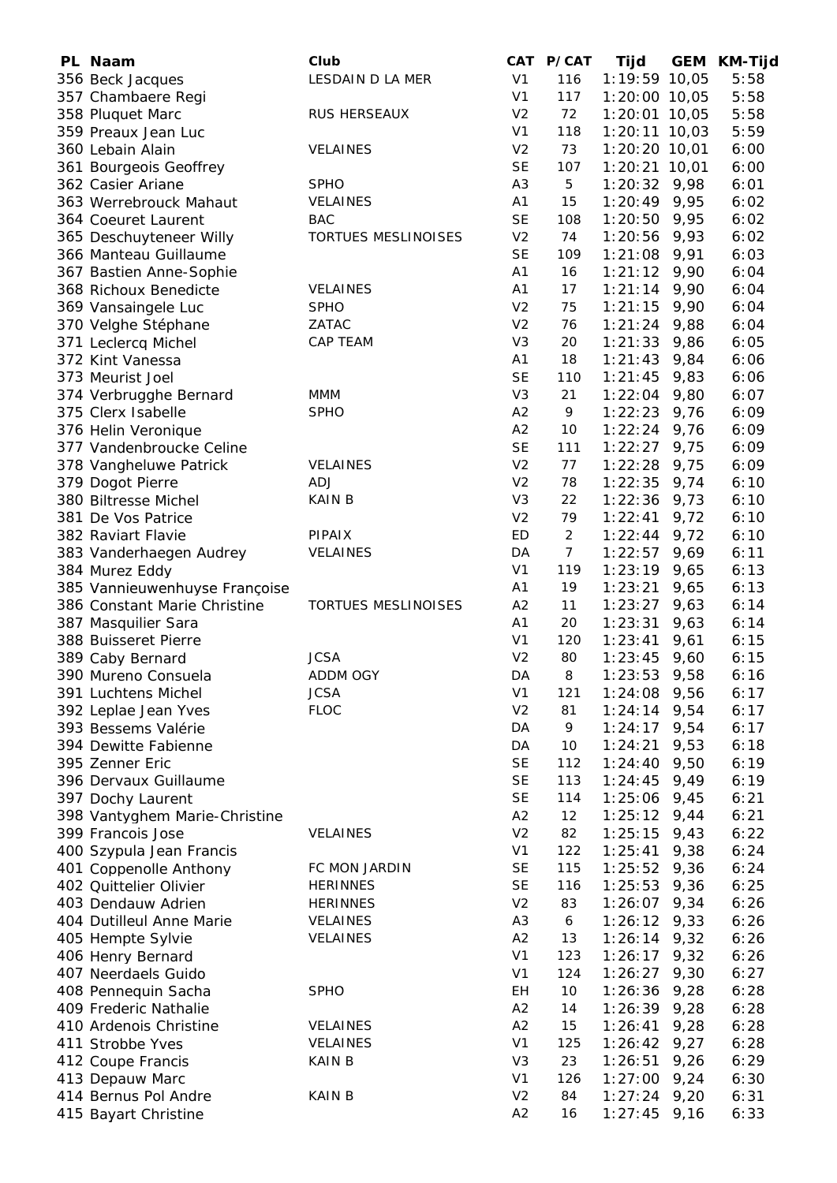| PL | Naam | Club | CAT | P/CAT | Tijd | GEM | KM-Tijd |
|---|---|---|---|---|---|---|---|
| 356 | Beck Jacques | LESDAIN D LA MER | V1 | 116 | 1:19:59 | 10,05 | 5:58 |
| 357 | Chambaere Regi | | V1 | 117 | 1:20:00 | 10,05 | 5:58 |
| 358 | Pluquet Marc | RUS HERSEAUX | V2 | 72 | 1:20:01 | 10,05 | 5:58 |
| 359 | Preaux Jean Luc | | V1 | 118 | 1:20:11 | 10,03 | 5:59 |
| 360 | Lebain Alain | VELAINES | V2 | 73 | 1:20:20 | 10,01 | 6:00 |
| 361 | Bourgeois Geoffrey | | SE | 107 | 1:20:21 | 10,01 | 6:00 |
| 362 | Casier Ariane | SPHO | A3 | 5 | 1:20:32 | 9,98 | 6:01 |
| 363 | Werrebrouck Mahaut | VELAINES | A1 | 15 | 1:20:49 | 9,95 | 6:02 |
| 364 | Coeuret Laurent | BAC | SE | 108 | 1:20:50 | 9,95 | 6:02 |
| 365 | Deschuyteneer Willy | TORTUES MESLINOISES | V2 | 74 | 1:20:56 | 9,93 | 6:02 |
| 366 | Manteau Guillaume | | SE | 109 | 1:21:08 | 9,91 | 6:03 |
| 367 | Bastien Anne-Sophie | | A1 | 16 | 1:21:12 | 9,90 | 6:04 |
| 368 | Richoux Benedicte | VELAINES | A1 | 17 | 1:21:14 | 9,90 | 6:04 |
| 369 | Vansaingele Luc | SPHO | V2 | 75 | 1:21:15 | 9,90 | 6:04 |
| 370 | Velghe Stéphane | ZATAC | V2 | 76 | 1:21:24 | 9,88 | 6:04 |
| 371 | Leclercq Michel | CAP TEAM | V3 | 20 | 1:21:33 | 9,86 | 6:05 |
| 372 | Kint Vanessa | | A1 | 18 | 1:21:43 | 9,84 | 6:06 |
| 373 | Meurist Joel | | SE | 110 | 1:21:45 | 9,83 | 6:06 |
| 374 | Verbrugghe Bernard | MMM | V3 | 21 | 1:22:04 | 9,80 | 6:07 |
| 375 | Clerx Isabelle | SPHO | A2 | 9 | 1:22:23 | 9,76 | 6:09 |
| 376 | Helin Veronique | | A2 | 10 | 1:22:24 | 9,76 | 6:09 |
| 377 | Vandenbroucke Celine | | SE | 111 | 1:22:27 | 9,75 | 6:09 |
| 378 | Vangheluwe Patrick | VELAINES | V2 | 77 | 1:22:28 | 9,75 | 6:09 |
| 379 | Dogot Pierre | ADJ | V2 | 78 | 1:22:35 | 9,74 | 6:10 |
| 380 | Biltresse Michel | KAIN B | V3 | 22 | 1:22:36 | 9,73 | 6:10 |
| 381 | De Vos Patrice | | V2 | 79 | 1:22:41 | 9,72 | 6:10 |
| 382 | Raviart Flavie | PIPAIX | ED | 2 | 1:22:44 | 9,72 | 6:10 |
| 383 | Vanderhaegen Audrey | VELAINES | DA | 7 | 1:22:57 | 9,69 | 6:11 |
| 384 | Murez Eddy | | V1 | 119 | 1:23:19 | 9,65 | 6:13 |
| 385 | Vannieuwenhuyse Françoise | | A1 | 19 | 1:23:21 | 9,65 | 6:13 |
| 386 | Constant Marie Christine | TORTUES MESLINOISES | A2 | 11 | 1:23:27 | 9,63 | 6:14 |
| 387 | Masquilier Sara | | A1 | 20 | 1:23:31 | 9,63 | 6:14 |
| 388 | Buisseret Pierre | | V1 | 120 | 1:23:41 | 9,61 | 6:15 |
| 389 | Caby Bernard | JCSA | V2 | 80 | 1:23:45 | 9,60 | 6:15 |
| 390 | Mureno Consuela | ADDM OGY | DA | 8 | 1:23:53 | 9,58 | 6:16 |
| 391 | Luchtens Michel | JCSA | V1 | 121 | 1:24:08 | 9,56 | 6:17 |
| 392 | Leplae Jean Yves | FLOC | V2 | 81 | 1:24:14 | 9,54 | 6:17 |
| 393 | Bessems Valérie | | DA | 9 | 1:24:17 | 9,54 | 6:17 |
| 394 | Dewitte Fabienne | | DA | 10 | 1:24:21 | 9,53 | 6:18 |
| 395 | Zenner Eric | | SE | 112 | 1:24:40 | 9,50 | 6:19 |
| 396 | Dervaux Guillaume | | SE | 113 | 1:24:45 | 9,49 | 6:19 |
| 397 | Dochy Laurent | | SE | 114 | 1:25:06 | 9,45 | 6:21 |
| 398 | Vantyghem Marie-Christine | | A2 | 12 | 1:25:12 | 9,44 | 6:21 |
| 399 | Francois Jose | VELAINES | V2 | 82 | 1:25:15 | 9,43 | 6:22 |
| 400 | Szypula Jean Francis | | V1 | 122 | 1:25:41 | 9,38 | 6:24 |
| 401 | Coppenolle Anthony | FC MON JARDIN | SE | 115 | 1:25:52 | 9,36 | 6:24 |
| 402 | Quittelier Olivier | HERINNES | SE | 116 | 1:25:53 | 9,36 | 6:25 |
| 403 | Dendauw Adrien | HERINNES | V2 | 83 | 1:26:07 | 9,34 | 6:26 |
| 404 | Dutilleul Anne Marie | VELAINES | A3 | 6 | 1:26:12 | 9,33 | 6:26 |
| 405 | Hempte Sylvie | VELAINES | A2 | 13 | 1:26:14 | 9,32 | 6:26 |
| 406 | Henry Bernard | | V1 | 123 | 1:26:17 | 9,32 | 6:26 |
| 407 | Neerdaels Guido | | V1 | 124 | 1:26:27 | 9,30 | 6:27 |
| 408 | Pennequin Sacha | SPHO | EH | 10 | 1:26:36 | 9,28 | 6:28 |
| 409 | Frederic Nathalie | | A2 | 14 | 1:26:39 | 9,28 | 6:28 |
| 410 | Ardenois Christine | VELAINES | A2 | 15 | 1:26:41 | 9,28 | 6:28 |
| 411 | Strobbe Yves | VELAINES | V1 | 125 | 1:26:42 | 9,27 | 6:28 |
| 412 | Coupe Francis | KAIN B | V3 | 23 | 1:26:51 | 9,26 | 6:29 |
| 413 | Depauw Marc | | V1 | 126 | 1:27:00 | 9,24 | 6:30 |
| 414 | Bernus Pol Andre | KAIN B | V2 | 84 | 1:27:24 | 9,20 | 6:31 |
| 415 | Bayart Christine | | A2 | 16 | 1:27:45 | 9,16 | 6:33 |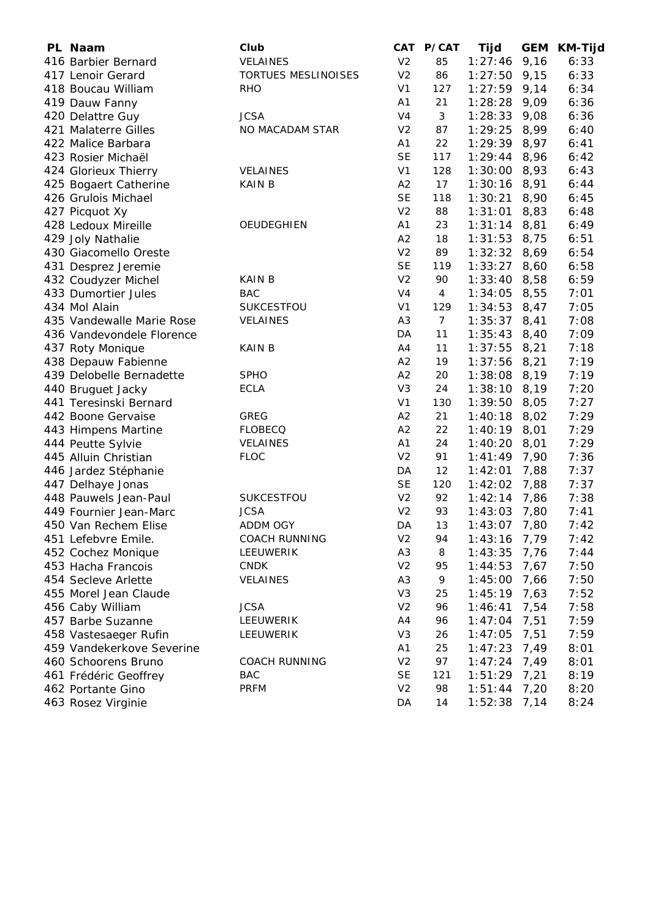| PL | Naam | Club | CAT | P/CAT | Tijd | GEM | KM-Tijd |
|---|---|---|---|---|---|---|---|
| 416 | Barbier Bernard | VELAINES | V2 | 85 | 1:27:46 | 9,16 | 6:33 |
| 417 | Lenoir Gerard | TORTUES MESLINOISES | V2 | 86 | 1:27:50 | 9,15 | 6:33 |
| 418 | Boucau William | RHO | V1 | 127 | 1:27:59 | 9,14 | 6:34 |
| 419 | Dauw Fanny | | A1 | 21 | 1:28:28 | 9,09 | 6:36 |
| 420 | Delattre Guy | JCSA | V4 | 3 | 1:28:33 | 9,08 | 6:36 |
| 421 | Malaterre Gilles | NO MACADAM STAR | V2 | 87 | 1:29:25 | 8,99 | 6:40 |
| 422 | Malice Barbara | | A1 | 22 | 1:29:39 | 8,97 | 6:41 |
| 423 | Rosier Michaël | | SE | 117 | 1:29:44 | 8,96 | 6:42 |
| 424 | Glorieux Thierry | VELAINES | V1 | 128 | 1:30:00 | 8,93 | 6:43 |
| 425 | Bogaert Catherine | KAIN B | A2 | 17 | 1:30:16 | 8,91 | 6:44 |
| 426 | Grulois Michael | | SE | 118 | 1:30:21 | 8,90 | 6:45 |
| 427 | Picquot Xy | | V2 | 88 | 1:31:01 | 8,83 | 6:48 |
| 428 | Ledoux Mireille | OEUDEGHIEN | A1 | 23 | 1:31:14 | 8,81 | 6:49 |
| 429 | Joly Nathalie | | A2 | 18 | 1:31:53 | 8,75 | 6:51 |
| 430 | Giacomello Oreste | | V2 | 89 | 1:32:32 | 8,69 | 6:54 |
| 431 | Desprez Jeremie | | SE | 119 | 1:33:27 | 8,60 | 6:58 |
| 432 | Coudyzer Michel | KAIN B | V2 | 90 | 1:33:40 | 8,58 | 6:59 |
| 433 | Dumortier Jules | BAC | V4 | 4 | 1:34:05 | 8,55 | 7:01 |
| 434 | Mol Alain | SUKCESTFOU | V1 | 129 | 1:34:53 | 8,47 | 7:05 |
| 435 | Vandewalle Marie Rose | VELAINES | A3 | 7 | 1:35:37 | 8,41 | 7:08 |
| 436 | Vandevondele Florence | | DA | 11 | 1:35:43 | 8,40 | 7:09 |
| 437 | Roty Monique | KAIN B | A4 | 11 | 1:37:55 | 8,21 | 7:18 |
| 438 | Depauw Fabienne | | A2 | 19 | 1:37:56 | 8,21 | 7:19 |
| 439 | Delobelle Bernadette | SPHO | A2 | 20 | 1:38:08 | 8,19 | 7:19 |
| 440 | Bruguet Jacky | ECLA | V3 | 24 | 1:38:10 | 8,19 | 7:20 |
| 441 | Teresinski Bernard | | V1 | 130 | 1:39:50 | 8,05 | 7:27 |
| 442 | Boone Gervaise | GREG | A2 | 21 | 1:40:18 | 8,02 | 7:29 |
| 443 | Himpens Martine | FLOBECQ | A2 | 22 | 1:40:19 | 8,01 | 7:29 |
| 444 | Peutte Sylvie | VELAINES | A1 | 24 | 1:40:20 | 8,01 | 7:29 |
| 445 | Alluin Christian | FLOC | V2 | 91 | 1:41:49 | 7,90 | 7:36 |
| 446 | Jardez Stéphanie | | DA | 12 | 1:42:01 | 7,88 | 7:37 |
| 447 | Delhaye Jonas | | SE | 120 | 1:42:02 | 7,88 | 7:37 |
| 448 | Pauwels Jean-Paul | SUKCESTFOU | V2 | 92 | 1:42:14 | 7,86 | 7:38 |
| 449 | Fournier Jean-Marc | JCSA | V2 | 93 | 1:43:03 | 7,80 | 7:41 |
| 450 | Van Rechem Elise | ADDM OGY | DA | 13 | 1:43:07 | 7,80 | 7:42 |
| 451 | Lefebvre Emile. | COACH RUNNING | V2 | 94 | 1:43:16 | 7,79 | 7:42 |
| 452 | Cochez Monique | LEEUWERIK | A3 | 8 | 1:43:35 | 7,76 | 7:44 |
| 453 | Hacha Francois | CNDK | V2 | 95 | 1:44:53 | 7,67 | 7:50 |
| 454 | Secleve Arlette | VELAINES | A3 | 9 | 1:45:00 | 7,66 | 7:50 |
| 455 | Morel Jean Claude | | V3 | 25 | 1:45:19 | 7,63 | 7:52 |
| 456 | Caby William | JCSA | V2 | 96 | 1:46:41 | 7,54 | 7:58 |
| 457 | Barbe Suzanne | LEEUWERIK | A4 | 96 | 1:47:04 | 7,51 | 7:59 |
| 458 | Vastesaeger Rufin | LEEUWERIK | V3 | 26 | 1:47:05 | 7,51 | 7:59 |
| 459 | Vandekerkove Severine | | A1 | 25 | 1:47:23 | 7,49 | 8:01 |
| 460 | Schoorens Bruno | COACH RUNNING | V2 | 97 | 1:47:24 | 7,49 | 8:01 |
| 461 | Frédéric Geoffrey | BAC | SE | 121 | 1:51:29 | 7,21 | 8:19 |
| 462 | Portante Gino | PRFM | V2 | 98 | 1:51:44 | 7,20 | 8:20 |
| 463 | Rosez Virginie | | DA | 14 | 1:52:38 | 7,14 | 8:24 |